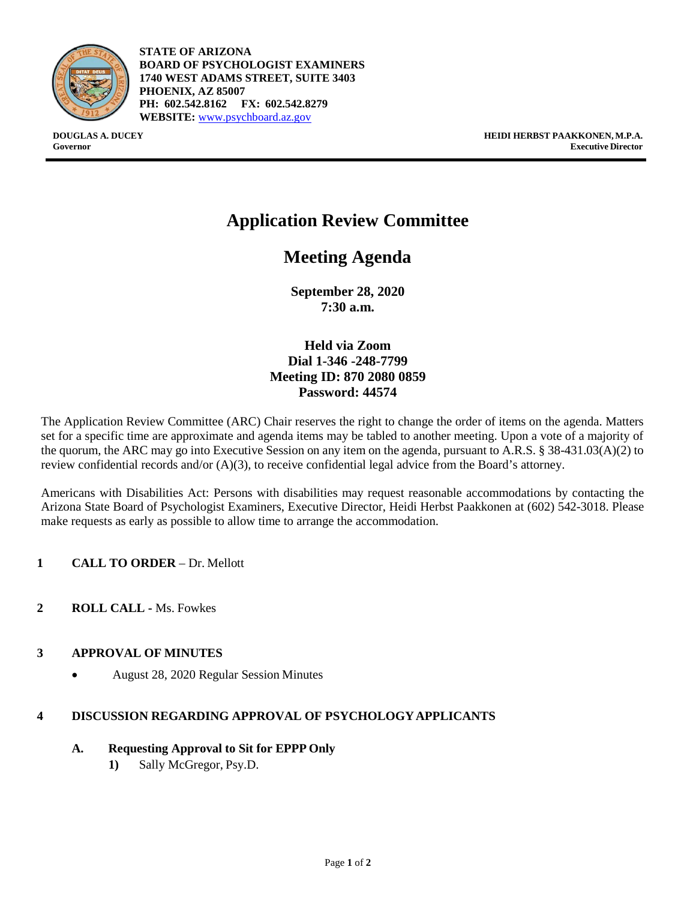**STATE OF ARIZONA**
**BOARD OF PSYCHOLOGIST EXAMINERS**
**1740 WEST ADAMS STREET, SUITE 3403**
**PHOENIX, AZ 85007**
**PH: 602.542.8162 FX: 602.542.8279**
**WEBSITE:** www.psychboard.az.gov

**DOUGLAS A. DUCEY**
**Governor**

**HEIDI HERBST PAAKKONEN, M.P.A.**
**Executive Director**

# Application Review Committee

# Meeting Agenda

**September 28, 2020**
**7:30 a.m.**

**Held via Zoom**
**Dial 1-346 -248-7799**
**Meeting ID: 870 2080 0859**
**Password: 44574**

The Application Review Committee (ARC) Chair reserves the right to change the order of items on the agenda. Matters set for a specific time are approximate and agenda items may be tabled to another meeting. Upon a vote of a majority of the quorum, the ARC may go into Executive Session on any item on the agenda, pursuant to A.R.S. § 38-431.03(A)(2) to review confidential records and/or (A)(3), to receive confidential legal advice from the Board's attorney.

Americans with Disabilities Act: Persons with disabilities may request reasonable accommodations by contacting the Arizona State Board of Psychologist Examiners, Executive Director, Heidi Herbst Paakkonen at (602) 542-3018. Please make requests as early as possible to allow time to arrange the accommodation.

**1 CALL TO ORDER** – Dr. Mellott

**2 ROLL CALL** - Ms. Fowkes

**3 APPROVAL OF MINUTES**

- August 28, 2020 Regular Session Minutes

**4 DISCUSSION REGARDING APPROVAL OF PSYCHOLOGY APPLICANTS**

**A. Requesting Approval to Sit for EPPP Only**

**1)** Sally McGregor, Psy.D.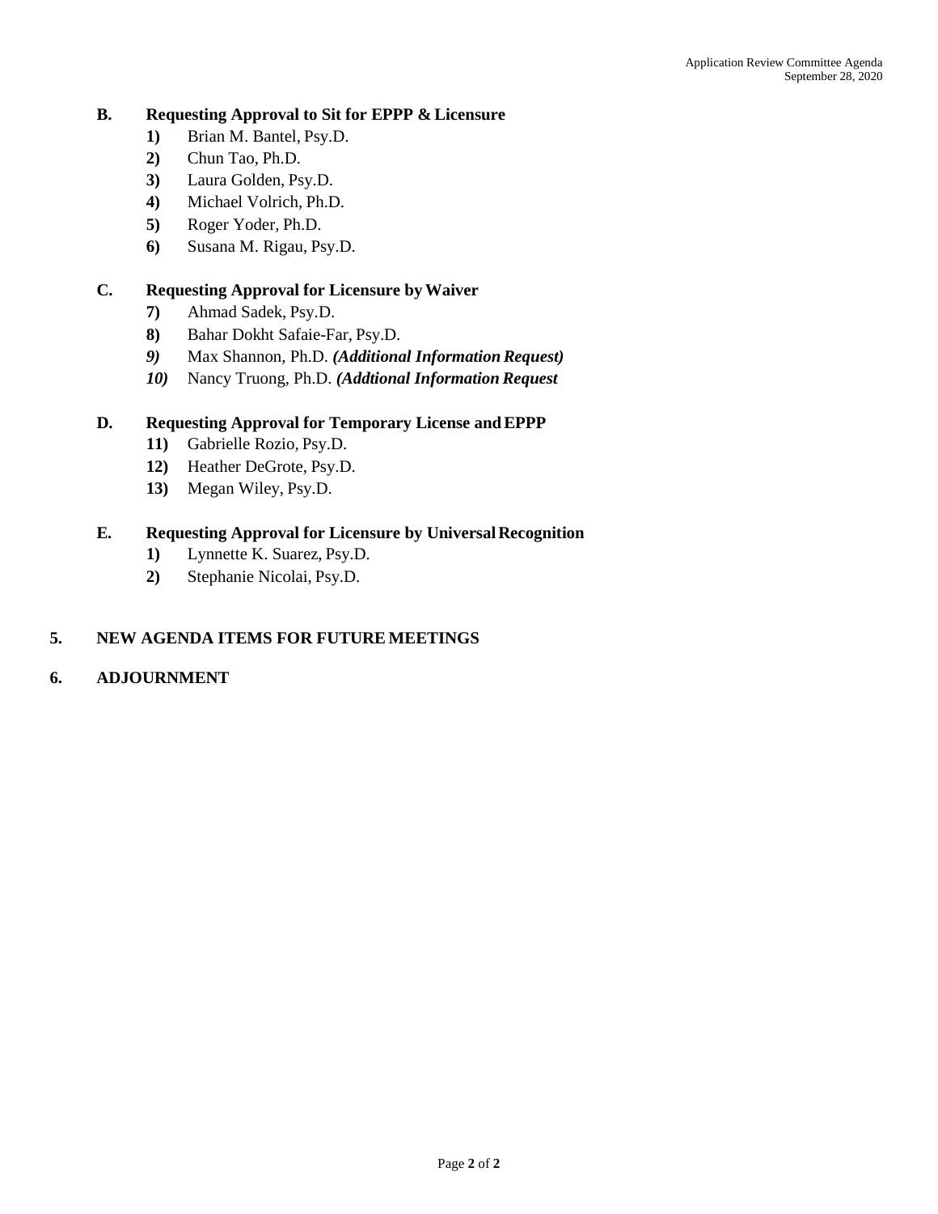### B. Requesting Approval to Sit for EPPP & Licensure

**1)** Brian M. Bantel, Psy.D.
**2)** Chun Tao, Ph.D.
**3)** Laura Golden, Psy.D.
**4)** Michael Volrich, Ph.D.
**5)** Roger Yoder, Ph.D.
**6)** Susana M. Rigau, Psy.D.

### C. Requesting Approval for Licensure by Waiver

**7)** Ahmad Sadek, Psy.D.
**8)** Bahar Dokht Safaie-Far, Psy.D.
***9)*** Max Shannon, Ph.D. ***(Additional Information Request)***
***10)*** Nancy Truong, Ph.D. ***(Addtional Information Request***

### D. Requesting Approval for Temporary License and EPPP

**11)** Gabrielle Rozio, Psy.D.
**12)** Heather DeGrote, Psy.D.
**13)** Megan Wiley, Psy.D.

### E. Requesting Approval for Licensure by Universal Recognition

**1)** Lynnette K. Suarez, Psy.D.
**2)** Stephanie Nicolai, Psy.D.

## 5. NEW AGENDA ITEMS FOR FUTURE MEETINGS

## 6. ADJOURNMENT